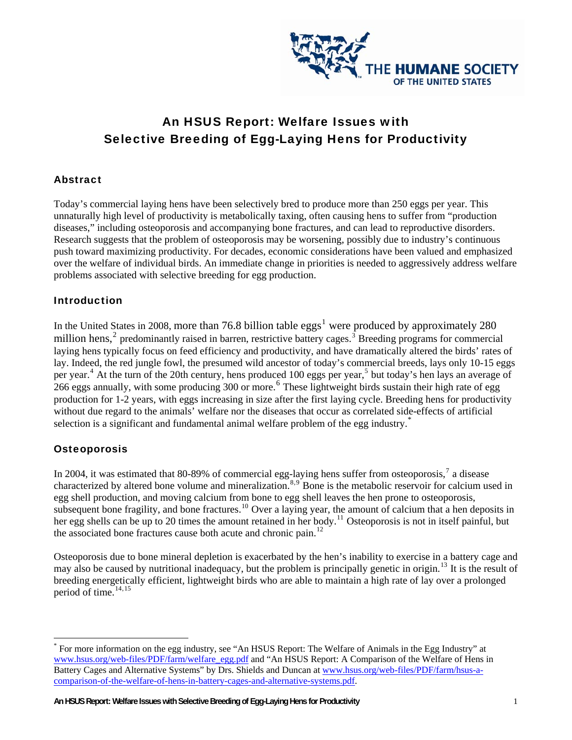# An HSUS Report: Welfare Issues with Selective Breeding of Egg-Laying Hens for Productivity

## Abstract

Today's commercial laying hens have been selectively bred to produce more than 250 eggs per year. This unnaturally high level of productivity is metabolically taxing, often causing hens to suffer from "production diseases," including osteoporosis and accompanying bone fractures, and can lead to reproductive disorders. Research suggests that the problem of osteoporosis may be worsening, possibly due to industry's continuous push toward maximizing productivity. For decades, economic considerations have been valued and emphasized over the welfare of individual birds. An immediate change in priorities is needed to aggressively address welfare problems associated with selective breeding for egg production.

## Introduction

In the United States in 2008, more than 76.8 billion table eggs[1] were produced by approximately 280 million hens,[2] predominantly raised in barren, restrictive battery cages.[3] Breeding programs for commercial laying hens typically focus on feed efficiency and productivity, and have dramatically altered the birds' rates of lay. Indeed, the red jungle fowl, the presumed wild ancestor of today's commercial breeds, lays only 10-15 eggs per year.[4] At the turn of the 20th century, hens produced 100 eggs per year,[5] but today's hen lays an average of 266 eggs annually, with some producing 300 or more.[6] These lightweight birds sustain their high rate of egg production for 1-2 years, with eggs increasing in size after the first laying cycle. Breeding hens for productivity without due regard to the animals' welfare nor the diseases that occur as correlated side-effects of artificial selection is a significant and fundamental animal welfare problem of the egg industry.[*]

## Osteoporosis

In 2004, it was estimated that 80-89% of commercial egg-laying hens suffer from osteoporosis,[7] a disease characterized by altered bone volume and mineralization.[8,9] Bone is the metabolic reservoir for calcium used in egg shell production, and moving calcium from bone to egg shell leaves the hen prone to osteoporosis, subsequent bone fragility, and bone fractures.[10] Over a laying year, the amount of calcium that a hen deposits in her egg shells can be up to 20 times the amount retained in her body.[11] Osteoporosis is not in itself painful, but the associated bone fractures cause both acute and chronic pain.[12]

Osteoporosis due to bone mineral depletion is exacerbated by the hen's inability to exercise in a battery cage and may also be caused by nutritional inadequacy, but the problem is principally genetic in origin.[13] It is the result of breeding energetically efficient, lightweight birds who are able to maintain a high rate of lay over a prolonged period of time.[14,15]

---

[*] For more information on the egg industry, see "An HSUS Report: The Welfare of Animals in the Egg Industry" at www.hsus.org/web-files/PDF/farm/welfare_egg.pdf and "An HSUS Report: A Comparison of the Welfare of Hens in Battery Cages and Alternative Systems" by Drs. Shields and Duncan at www.hsus.org/web-files/PDF/farm/hsus-a-comparison-of-the-welfare-of-hens-in-battery-cages-and-alternative-systems.pdf.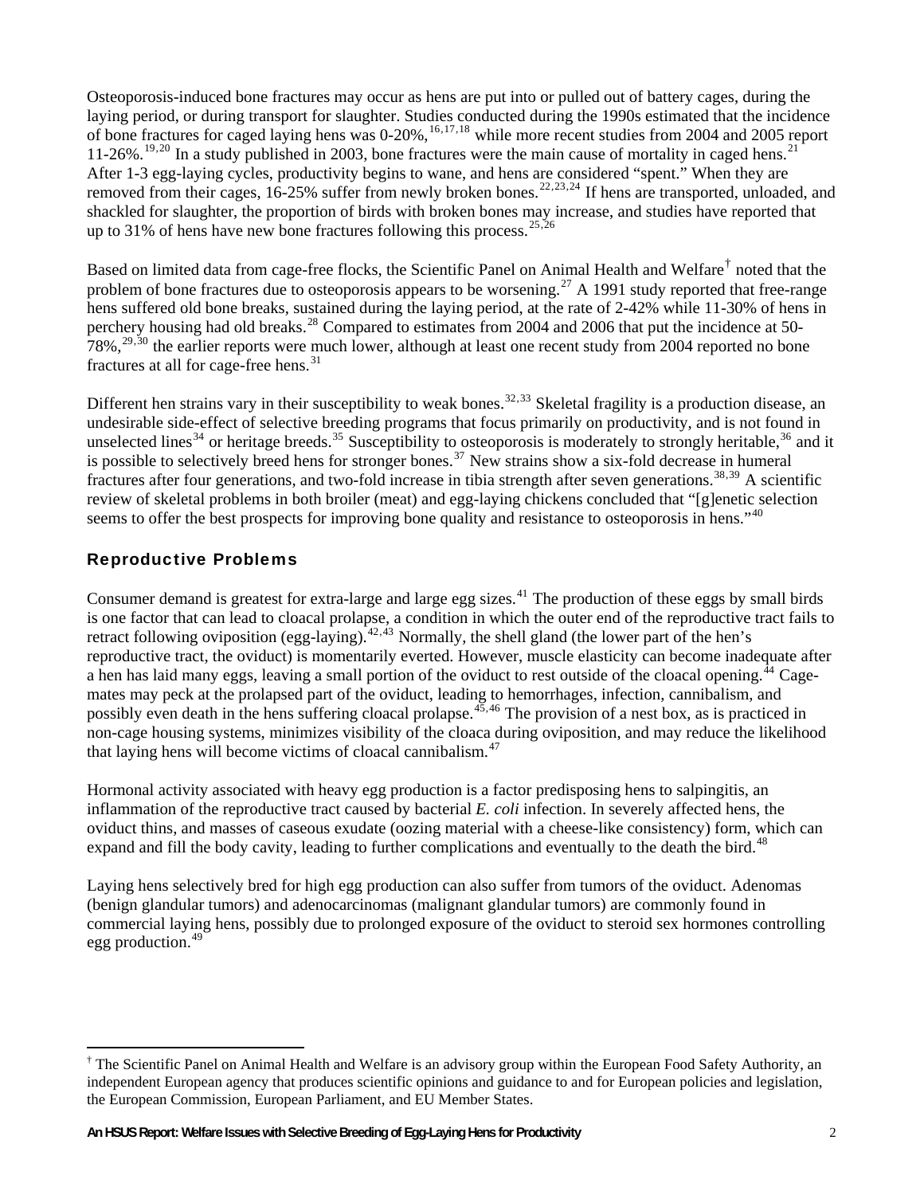Osteoporosis-induced bone fractures may occur as hens are put into or pulled out of battery cages, during the laying period, or during transport for slaughter. Studies conducted during the 1990s estimated that the incidence of bone fractures for caged laying hens was 0-20%,[16,17,18] while more recent studies from 2004 and 2005 report 11-26%.[19,20] In a study published in 2003, bone fractures were the main cause of mortality in caged hens.[21] After 1-3 egg-laying cycles, productivity begins to wane, and hens are considered "spent." When they are removed from their cages, 16-25% suffer from newly broken bones.[22,23,24] If hens are transported, unloaded, and shackled for slaughter, the proportion of birds with broken bones may increase, and studies have reported that up to 31% of hens have new bone fractures following this process.[25,26]

Based on limited data from cage-free flocks, the Scientific Panel on Animal Health and Welfare[†] noted that the problem of bone fractures due to osteoporosis appears to be worsening.[27] A 1991 study reported that free-range hens suffered old bone breaks, sustained during the laying period, at the rate of 2-42% while 11-30% of hens in perchery housing had old breaks.[28] Compared to estimates from 2004 and 2006 that put the incidence at 50-78%,[29,30] the earlier reports were much lower, although at least one recent study from 2004 reported no bone fractures at all for cage-free hens.[31]

Different hen strains vary in their susceptibility to weak bones.[32,33] Skeletal fragility is a production disease, an undesirable side-effect of selective breeding programs that focus primarily on productivity, and is not found in unselected lines[34] or heritage breeds.[35] Susceptibility to osteoporosis is moderately to strongly heritable,[36] and it is possible to selectively breed hens for stronger bones.[37] New strains show a six-fold decrease in humeral fractures after four generations, and two-fold increase in tibia strength after seven generations.[38,39] A scientific review of skeletal problems in both broiler (meat) and egg-laying chickens concluded that "[g]enetic selection seems to offer the best prospects for improving bone quality and resistance to osteoporosis in hens."[40]

## Reproductive Problems

Consumer demand is greatest for extra-large and large egg sizes.[41] The production of these eggs by small birds is one factor that can lead to cloacal prolapse, a condition in which the outer end of the reproductive tract fails to retract following oviposition (egg-laying).[42,43] Normally, the shell gland (the lower part of the hen's reproductive tract, the oviduct) is momentarily everted. However, muscle elasticity can become inadequate after a hen has laid many eggs, leaving a small portion of the oviduct to rest outside of the cloacal opening.[44] Cage-mates may peck at the prolapsed part of the oviduct, leading to hemorrhages, infection, cannibalism, and possibly even death in the hens suffering cloacal prolapse.[45,46] The provision of a nest box, as is practiced in non-cage housing systems, minimizes visibility of the cloaca during oviposition, and may reduce the likelihood that laying hens will become victims of cloacal cannibalism.[47]

Hormonal activity associated with heavy egg production is a factor predisposing hens to salpingitis, an inflammation of the reproductive tract caused by bacterial *E. coli* infection. In severely affected hens, the oviduct thins, and masses of caseous exudate (oozing material with a cheese-like consistency) form, which can expand and fill the body cavity, leading to further complications and eventually to the death the bird.[48]

Laying hens selectively bred for high egg production can also suffer from tumors of the oviduct. Adenomas (benign glandular tumors) and adenocarcinomas (malignant glandular tumors) are commonly found in commercial laying hens, possibly due to prolonged exposure of the oviduct to steroid sex hormones controlling egg production.[49]

---

[†] The Scientific Panel on Animal Health and Welfare is an advisory group within the European Food Safety Authority, an independent European agency that produces scientific opinions and guidance to and for European policies and legislation, the European Commission, European Parliament, and EU Member States.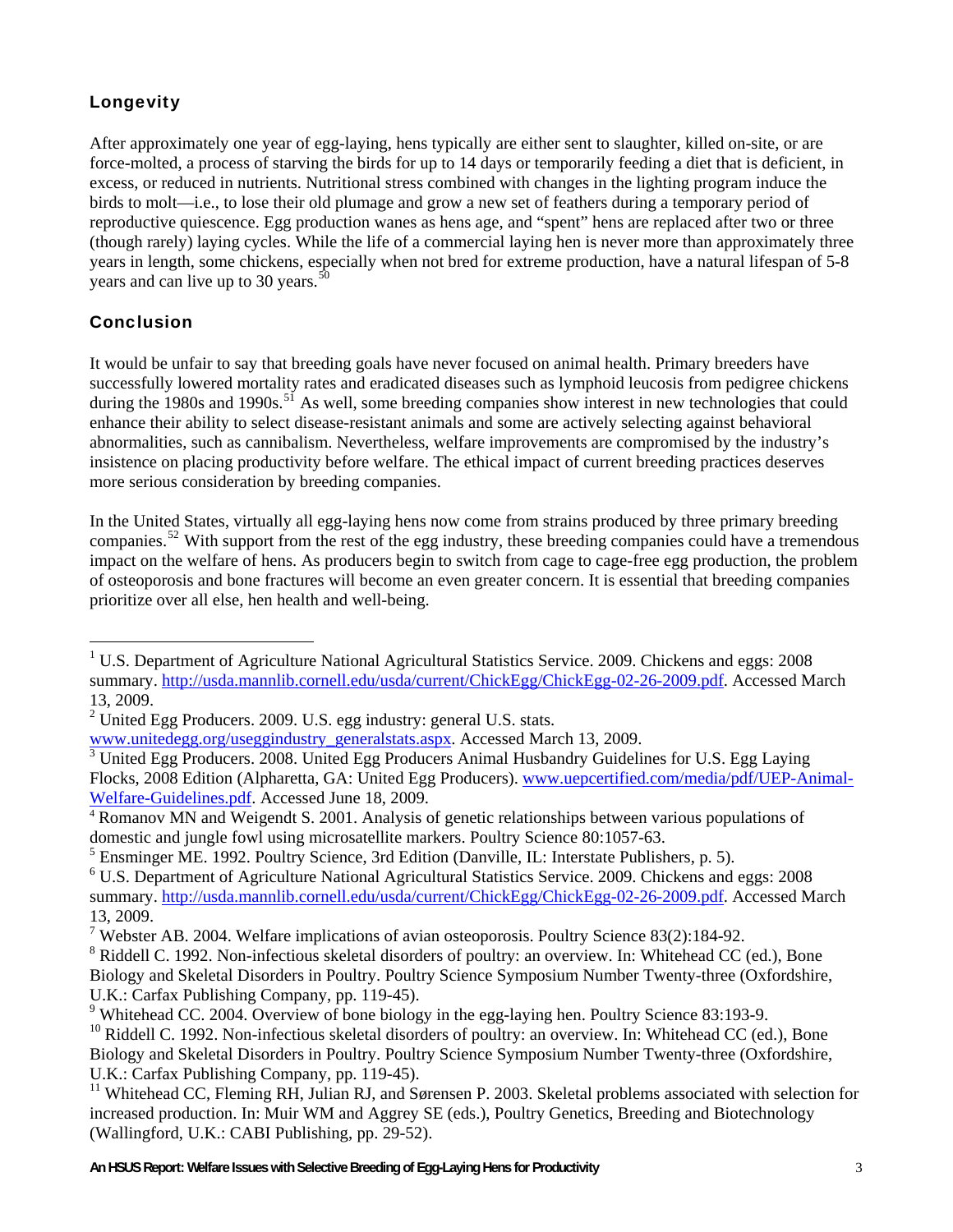## Longevity

After approximately one year of egg-laying, hens typically are either sent to slaughter, killed on-site, or are force-molted, a process of starving the birds for up to 14 days or temporarily feeding a diet that is deficient, in excess, or reduced in nutrients. Nutritional stress combined with changes in the lighting program induce the birds to molt—i.e., to lose their old plumage and grow a new set of feathers during a temporary period of reproductive quiescence. Egg production wanes as hens age, and "spent" hens are replaced after two or three (though rarely) laying cycles. While the life of a commercial laying hen is never more than approximately three years in length, some chickens, especially when not bred for extreme production, have a natural lifespan of 5-8 years and can live up to 30 years.[50]

## Conclusion

It would be unfair to say that breeding goals have never focused on animal health. Primary breeders have successfully lowered mortality rates and eradicated diseases such as lymphoid leucosis from pedigree chickens during the 1980s and 1990s.[51] As well, some breeding companies show interest in new technologies that could enhance their ability to select disease-resistant animals and some are actively selecting against behavioral abnormalities, such as cannibalism. Nevertheless, welfare improvements are compromised by the industry's insistence on placing productivity before welfare. The ethical impact of current breeding practices deserves more serious consideration by breeding companies.

In the United States, virtually all egg-laying hens now come from strains produced by three primary breeding companies.[52] With support from the rest of the egg industry, these breeding companies could have a tremendous impact on the welfare of hens. As producers begin to switch from cage to cage-free egg production, the problem of osteoporosis and bone fractures will become an even greater concern. It is essential that breeding companies prioritize over all else, hen health and well-being.

---

[1] U.S. Department of Agriculture National Agricultural Statistics Service. 2009. Chickens and eggs: 2008 summary. http://usda.mannlib.cornell.edu/usda/current/ChickEgg/ChickEgg-02-26-2009.pdf. Accessed March 13, 2009.

[2] United Egg Producers. 2009. U.S. egg industry: general U.S. stats. www.unitedegg.org/useggindustry_generalstats.aspx. Accessed March 13, 2009.

[3] United Egg Producers. 2008. United Egg Producers Animal Husbandry Guidelines for U.S. Egg Laying Flocks, 2008 Edition (Alpharetta, GA: United Egg Producers). www.uepcertified.com/media/pdf/UEP-Animal-Welfare-Guidelines.pdf. Accessed June 18, 2009.

[4] Romanov MN and Weigendt S. 2001. Analysis of genetic relationships between various populations of domestic and jungle fowl using microsatellite markers. Poultry Science 80:1057-63.

[5] Ensminger ME. 1992. Poultry Science, 3rd Edition (Danville, IL: Interstate Publishers, p. 5).

[6] U.S. Department of Agriculture National Agricultural Statistics Service. 2009. Chickens and eggs: 2008 summary. http://usda.mannlib.cornell.edu/usda/current/ChickEgg/ChickEgg-02-26-2009.pdf. Accessed March 13, 2009.

[7] Webster AB. 2004. Welfare implications of avian osteoporosis. Poultry Science 83(2):184-92.

[8] Riddell C. 1992. Non-infectious skeletal disorders of poultry: an overview. In: Whitehead CC (ed.), Bone Biology and Skeletal Disorders in Poultry. Poultry Science Symposium Number Twenty-three (Oxfordshire, U.K.: Carfax Publishing Company, pp. 119-45).

[9] Whitehead CC. 2004. Overview of bone biology in the egg-laying hen. Poultry Science 83:193-9.

[10] Riddell C. 1992. Non-infectious skeletal disorders of poultry: an overview. In: Whitehead CC (ed.), Bone Biology and Skeletal Disorders in Poultry. Poultry Science Symposium Number Twenty-three (Oxfordshire, U.K.: Carfax Publishing Company, pp. 119-45).

[11] Whitehead CC, Fleming RH, Julian RJ, and Sørensen P. 2003. Skeletal problems associated with selection for increased production. In: Muir WM and Aggrey SE (eds.), Poultry Genetics, Breeding and Biotechnology (Wallingford, U.K.: CABI Publishing, pp. 29-52).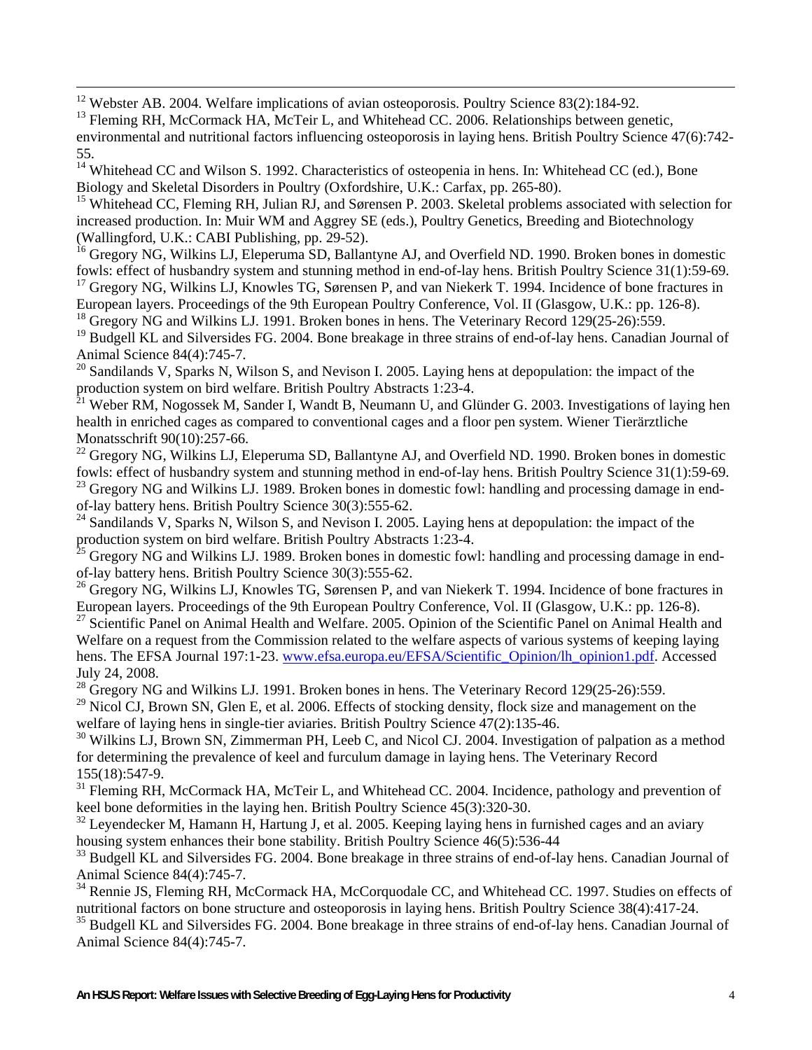[12] Webster AB. 2004. Welfare implications of avian osteoporosis. Poultry Science 83(2):184-92.

[13] Fleming RH, McCormack HA, McTeir L, and Whitehead CC. 2006. Relationships between genetic, environmental and nutritional factors influencing osteoporosis in laying hens. British Poultry Science 47(6):742-55.

[14] Whitehead CC and Wilson S. 1992. Characteristics of osteopenia in hens. In: Whitehead CC (ed.), Bone Biology and Skeletal Disorders in Poultry (Oxfordshire, U.K.: Carfax, pp. 265-80).

[15] Whitehead CC, Fleming RH, Julian RJ, and Sørensen P. 2003. Skeletal problems associated with selection for increased production. In: Muir WM and Aggrey SE (eds.), Poultry Genetics, Breeding and Biotechnology (Wallingford, U.K.: CABI Publishing, pp. 29-52).

[16] Gregory NG, Wilkins LJ, Eleperuma SD, Ballantyne AJ, and Overfield ND. 1990. Broken bones in domestic fowls: effect of husbandry system and stunning method in end-of-lay hens. British Poultry Science 31(1):59-69.

[17] Gregory NG, Wilkins LJ, Knowles TG, Sørensen P, and van Niekerk T. 1994. Incidence of bone fractures in European layers. Proceedings of the 9th European Poultry Conference, Vol. II (Glasgow, U.K.: pp. 126-8).

[18] Gregory NG and Wilkins LJ. 1991. Broken bones in hens. The Veterinary Record 129(25-26):559.

[19] Budgell KL and Silversides FG. 2004. Bone breakage in three strains of end-of-lay hens. Canadian Journal of Animal Science 84(4):745-7.

[20] Sandilands V, Sparks N, Wilson S, and Nevison I. 2005. Laying hens at depopulation: the impact of the production system on bird welfare. British Poultry Abstracts 1:23-4.

[21] Weber RM, Nogossek M, Sander I, Wandt B, Neumann U, and Glünder G. 2003. Investigations of laying hen health in enriched cages as compared to conventional cages and a floor pen system. Wiener Tierärztliche Monatsschrift 90(10):257-66.

[22] Gregory NG, Wilkins LJ, Eleperuma SD, Ballantyne AJ, and Overfield ND. 1990. Broken bones in domestic fowls: effect of husbandry system and stunning method in end-of-lay hens. British Poultry Science 31(1):59-69.

[23] Gregory NG and Wilkins LJ. 1989. Broken bones in domestic fowl: handling and processing damage in end-of-lay battery hens. British Poultry Science 30(3):555-62.

[24] Sandilands V, Sparks N, Wilson S, and Nevison I. 2005. Laying hens at depopulation: the impact of the production system on bird welfare. British Poultry Abstracts 1:23-4.

[25] Gregory NG and Wilkins LJ. 1989. Broken bones in domestic fowl: handling and processing damage in end-of-lay battery hens. British Poultry Science 30(3):555-62.

[26] Gregory NG, Wilkins LJ, Knowles TG, Sørensen P, and van Niekerk T. 1994. Incidence of bone fractures in European layers. Proceedings of the 9th European Poultry Conference, Vol. II (Glasgow, U.K.: pp. 126-8).

[27] Scientific Panel on Animal Health and Welfare. 2005. Opinion of the Scientific Panel on Animal Health and Welfare on a request from the Commission related to the welfare aspects of various systems of keeping laying hens. The EFSA Journal 197:1-23. www.efsa.europa.eu/EFSA/Scientific_Opinion/lh_opinion1.pdf. Accessed July 24, 2008.

[28] Gregory NG and Wilkins LJ. 1991. Broken bones in hens. The Veterinary Record 129(25-26):559.

[29] Nicol CJ, Brown SN, Glen E, et al. 2006. Effects of stocking density, flock size and management on the welfare of laying hens in single-tier aviaries. British Poultry Science 47(2):135-46.

[30] Wilkins LJ, Brown SN, Zimmerman PH, Leeb C, and Nicol CJ. 2004. Investigation of palpation as a method for determining the prevalence of keel and furculum damage in laying hens. The Veterinary Record 155(18):547-9.

[31] Fleming RH, McCormack HA, McTeir L, and Whitehead CC. 2004. Incidence, pathology and prevention of keel bone deformities in the laying hen. British Poultry Science 45(3):320-30.

[32] Leyendecker M, Hamann H, Hartung J, et al. 2005. Keeping laying hens in furnished cages and an aviary housing system enhances their bone stability. British Poultry Science 46(5):536-44

[33] Budgell KL and Silversides FG. 2004. Bone breakage in three strains of end-of-lay hens. Canadian Journal of Animal Science 84(4):745-7.

[34] Rennie JS, Fleming RH, McCormack HA, McCorquodale CC, and Whitehead CC. 1997. Studies on effects of nutritional factors on bone structure and osteoporosis in laying hens. British Poultry Science 38(4):417-24.

[35] Budgell KL and Silversides FG. 2004. Bone breakage in three strains of end-of-lay hens. Canadian Journal of Animal Science 84(4):745-7.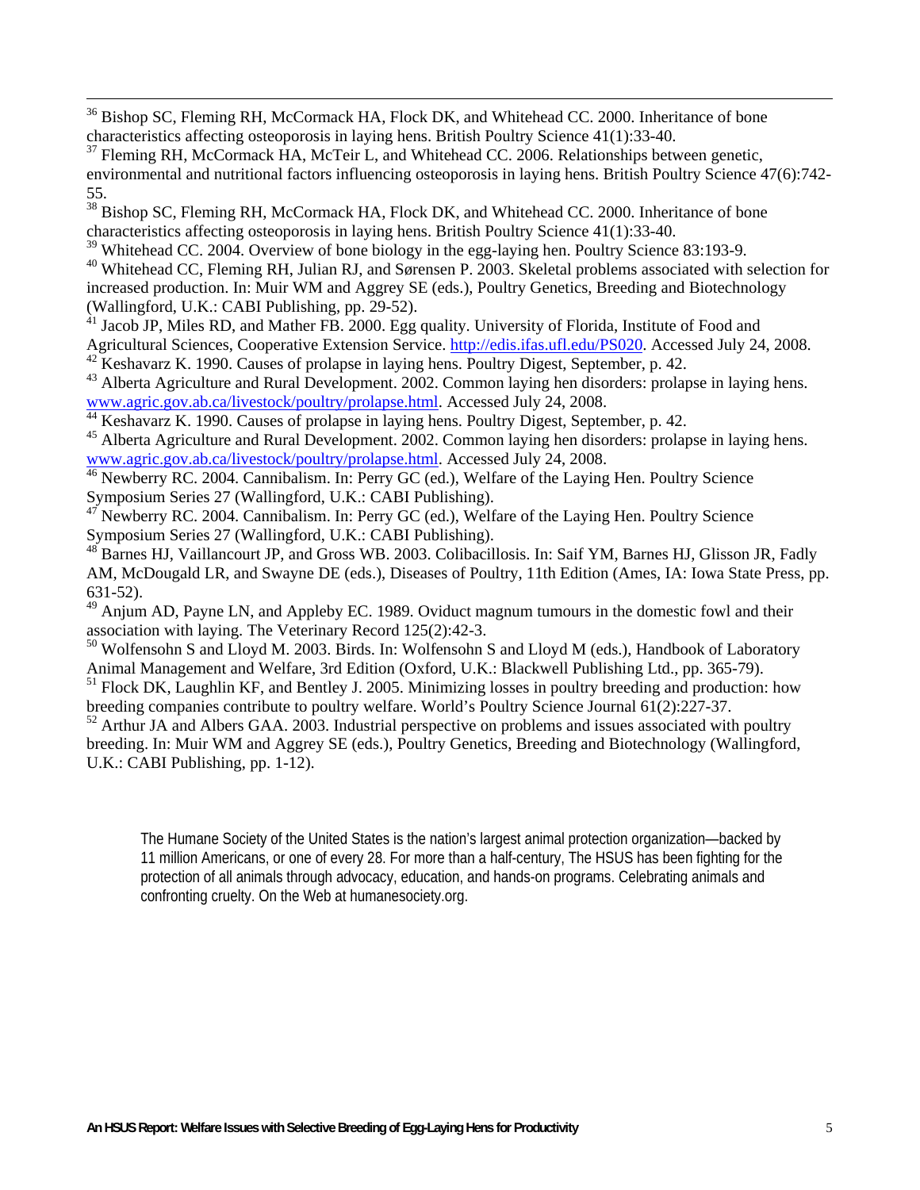[36] Bishop SC, Fleming RH, McCormack HA, Flock DK, and Whitehead CC. 2000. Inheritance of bone characteristics affecting osteoporosis in laying hens. British Poultry Science 41(1):33-40.

[37] Fleming RH, McCormack HA, McTeir L, and Whitehead CC. 2006. Relationships between genetic, environmental and nutritional factors influencing osteoporosis in laying hens. British Poultry Science 47(6):742-55.

[38] Bishop SC, Fleming RH, McCormack HA, Flock DK, and Whitehead CC. 2000. Inheritance of bone characteristics affecting osteoporosis in laying hens. British Poultry Science 41(1):33-40.

[39] Whitehead CC. 2004. Overview of bone biology in the egg-laying hen. Poultry Science 83:193-9.

[40] Whitehead CC, Fleming RH, Julian RJ, and Sørensen P. 2003. Skeletal problems associated with selection for increased production. In: Muir WM and Aggrey SE (eds.), Poultry Genetics, Breeding and Biotechnology (Wallingford, U.K.: CABI Publishing, pp. 29-52).

[41] Jacob JP, Miles RD, and Mather FB. 2000. Egg quality. University of Florida, Institute of Food and Agricultural Sciences, Cooperative Extension Service. http://edis.ifas.ufl.edu/PS020. Accessed July 24, 2008.

[42] Keshavarz K. 1990. Causes of prolapse in laying hens. Poultry Digest, September, p. 42.

[43] Alberta Agriculture and Rural Development. 2002. Common laying hen disorders: prolapse in laying hens. www.agric.gov.ab.ca/livestock/poultry/prolapse.html. Accessed July 24, 2008.

[44] Keshavarz K. 1990. Causes of prolapse in laying hens. Poultry Digest, September, p. 42.

[45] Alberta Agriculture and Rural Development. 2002. Common laying hen disorders: prolapse in laying hens. www.agric.gov.ab.ca/livestock/poultry/prolapse.html. Accessed July 24, 2008.

[46] Newberry RC. 2004. Cannibalism. In: Perry GC (ed.), Welfare of the Laying Hen. Poultry Science Symposium Series 27 (Wallingford, U.K.: CABI Publishing).

[47] Newberry RC. 2004. Cannibalism. In: Perry GC (ed.), Welfare of the Laying Hen. Poultry Science Symposium Series 27 (Wallingford, U.K.: CABI Publishing).

[48] Barnes HJ, Vaillancourt JP, and Gross WB. 2003. Colibacillosis. In: Saif YM, Barnes HJ, Glisson JR, Fadly AM, McDougald LR, and Swayne DE (eds.), Diseases of Poultry, 11th Edition (Ames, IA: Iowa State Press, pp. 631-52).

[49] Anjum AD, Payne LN, and Appleby EC. 1989. Oviduct magnum tumours in the domestic fowl and their association with laying. The Veterinary Record 125(2):42-3.

[50] Wolfensohn S and Lloyd M. 2003. Birds. In: Wolfensohn S and Lloyd M (eds.), Handbook of Laboratory Animal Management and Welfare, 3rd Edition (Oxford, U.K.: Blackwell Publishing Ltd., pp. 365-79).

[51] Flock DK, Laughlin KF, and Bentley J. 2005. Minimizing losses in poultry breeding and production: how breeding companies contribute to poultry welfare. World's Poultry Science Journal 61(2):227-37.

[52] Arthur JA and Albers GAA. 2003. Industrial perspective on problems and issues associated with poultry breeding. In: Muir WM and Aggrey SE (eds.), Poultry Genetics, Breeding and Biotechnology (Wallingford, U.K.: CABI Publishing, pp. 1-12).

The Humane Society of the United States is the nation's largest animal protection organization—backed by 11 million Americans, or one of every 28. For more than a half-century, The HSUS has been fighting for the protection of all animals through advocacy, education, and hands-on programs. Celebrating animals and confronting cruelty. On the Web at humanesociety.org.